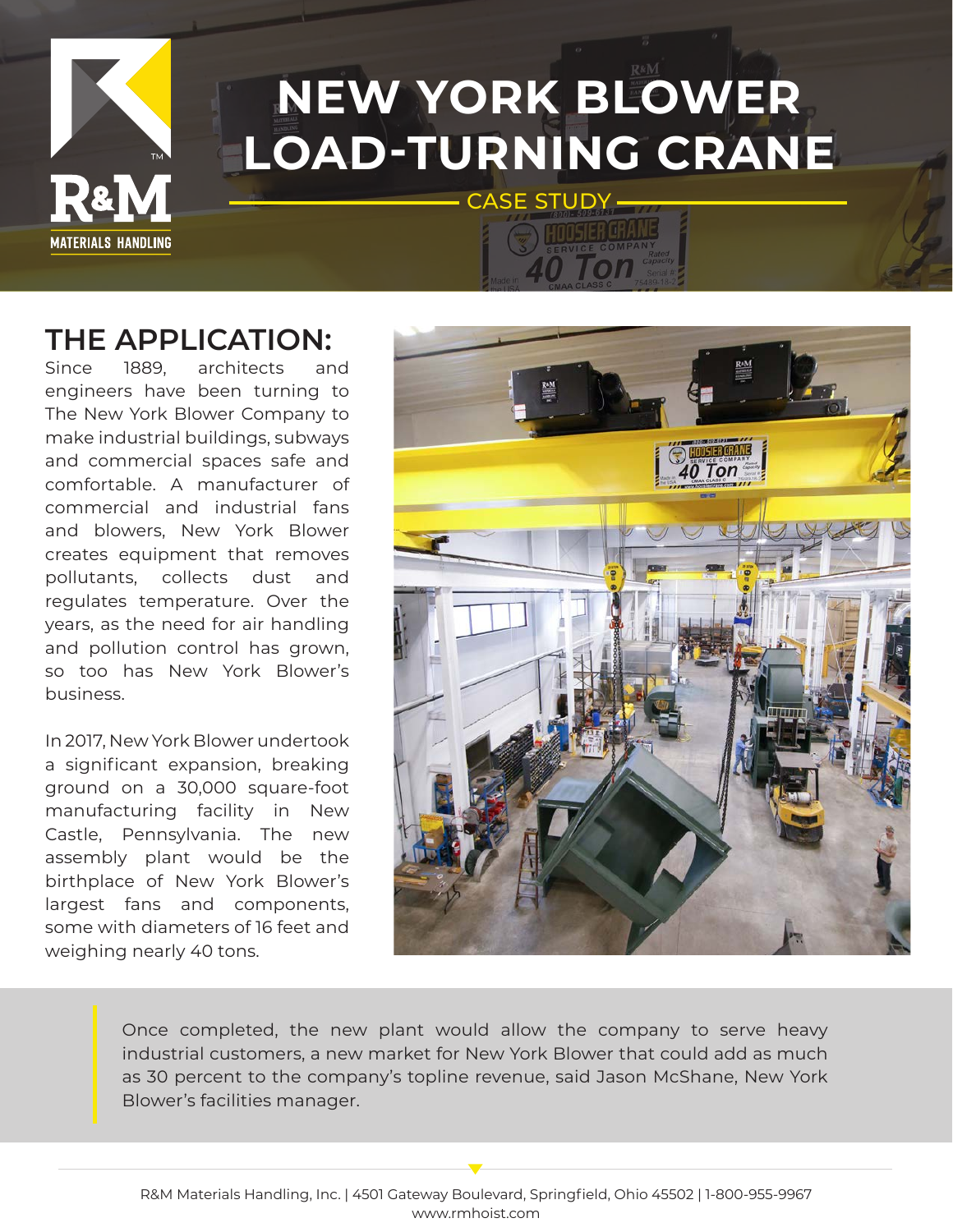# NEW YORK BLOWER LOAD-TURNING CRANE

CASE STUDY

## THE APPLICATION:

Since 1889, architects and engineers have been turning to The New York Blower Company to make industrial buildings, subways and commercial spaces safe and comfortable. A manufacturer of commercial and industrial fans and blowers, New York Blower creates equipment that removes pollutants, collects dust and regulates temperature. Over the years, as the need for air handling and pollution control has grown, so too has New York Blower's business.

In 2017, New York Blower undertook a significant expansion, breaking ground on a 30,000 square-foot manufacturing facility in New Castle, Pennsylvania. The new assembly plant would be the birthplace of New York Blower's largest fans and components, some with diameters of 16 feet and weighing nearly 40 tons.

> Once completed, the new plant would allow the company to serve heavy industrial customers, a new market for New York Blower that could add as much as 30 percent to the company's topline revenue, said Jason McShane, New York Blower's facilities manager.

R&M Materials Handling, Inc. | 4501 Gateway Boulevard, Springfield, Ohio 45502 | 1-800-955-9967
www.rmhoist.com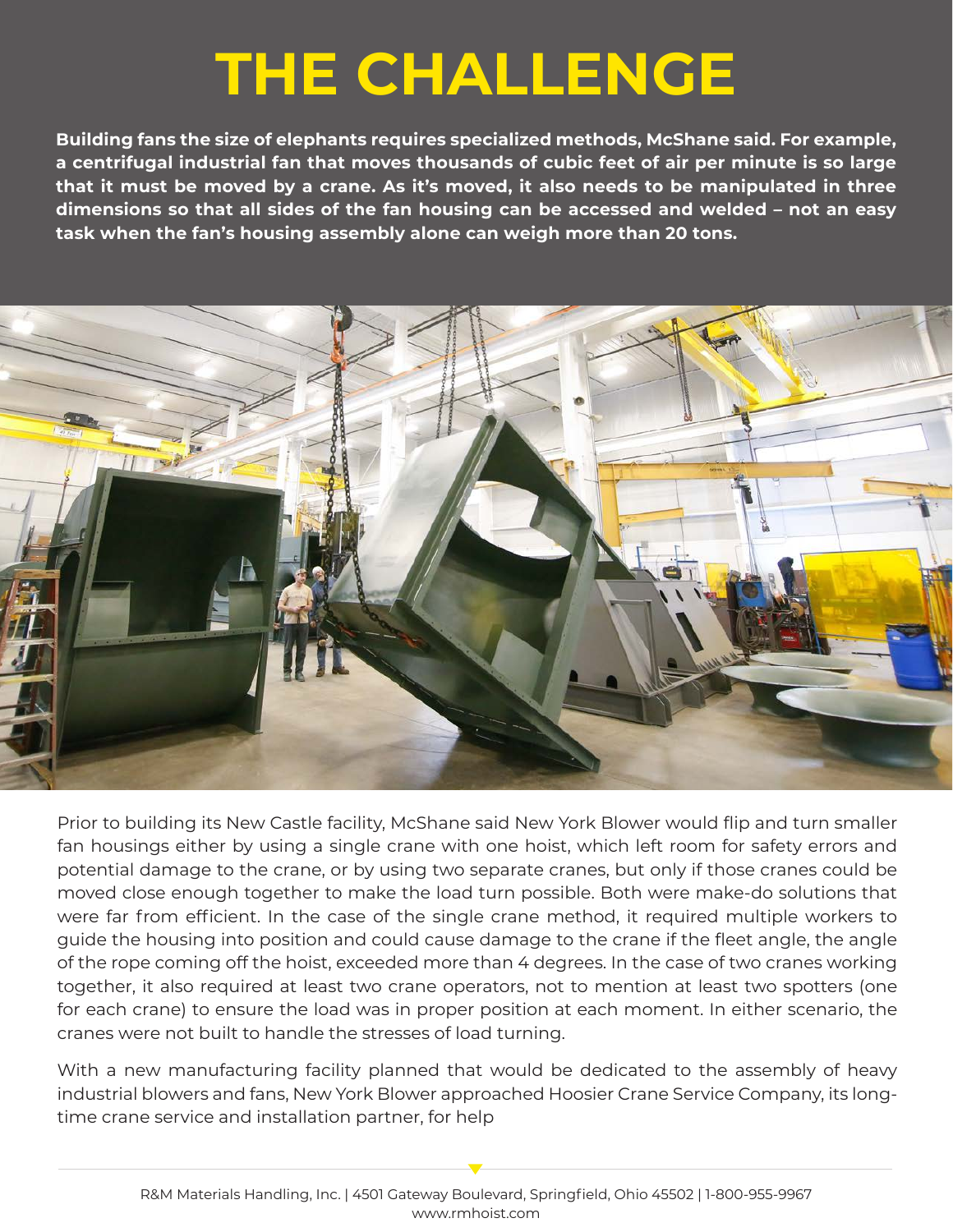# THE CHALLENGE

**Building fans the size of elephants requires specialized methods, McShane said. For example, a centrifugal industrial fan that moves thousands of cubic feet of air per minute is so large that it must be moved by a crane. As it's moved, it also needs to be manipulated in three dimensions so that all sides of the fan housing can be accessed and welded – not an easy task when the fan's housing assembly alone can weigh more than 20 tons.**

Prior to building its New Castle facility, McShane said New York Blower would flip and turn smaller fan housings either by using a single crane with one hoist, which left room for safety errors and potential damage to the crane, or by using two separate cranes, but only if those cranes could be moved close enough together to make the load turn possible. Both were make-do solutions that were far from efficient. In the case of the single crane method, it required multiple workers to guide the housing into position and could cause damage to the crane if the fleet angle, the angle of the rope coming off the hoist, exceeded more than 4 degrees. In the case of two cranes working together, it also required at least two crane operators, not to mention at least two spotters (one for each crane) to ensure the load was in proper position at each moment. In either scenario, the cranes were not built to handle the stresses of load turning.

With a new manufacturing facility planned that would be dedicated to the assembly of heavy industrial blowers and fans, New York Blower approached Hoosier Crane Service Company, its long-time crane service and installation partner, for help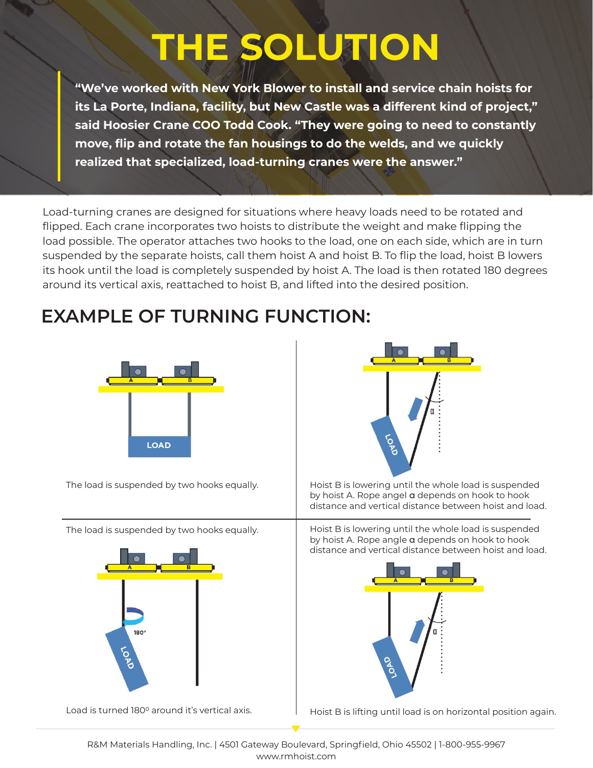# THE SOLUTION

> **"We've worked with New York Blower to install and service chain hoists for its La Porte, Indiana, facility, but New Castle was a different kind of project," said Hoosier Crane COO Todd Cook. "They were going to need to constantly move, flip and rotate the fan housings to do the welds, and we quickly realized that specialized, load-turning cranes were the answer."**

Load-turning cranes are designed for situations where heavy loads need to be rotated and flipped. Each crane incorporates two hoists to distribute the weight and make flipping the load possible. The operator attaches two hooks to the load, one on each side, which are in turn suspended by the separate hoists, call them hoist A and hoist B. To flip the load, hoist B lowers its hook until the load is completely suspended by hoist A. The load is then rotated 180 degrees around its vertical axis, reattached to hoist B, and lifted into the desired position.

## EXAMPLE OF TURNING FUNCTION:

The load is suspended by two hooks equally.

Hoist B is lowering until the whole load is suspended by hoist A. Rope angel **α** depends on hook to hook distance and vertical distance between hoist and load.

The load is suspended by two hooks equally.

Load is turned 180º around it's vertical axis.

Hoist B is lowering until the whole load is suspended by hoist A. Rope angle **α** depends on hook to hook distance and vertical distance between hoist and load.

Hoist B is lifting until load is on horizontal position again.

R&M Materials Handling, Inc. | 4501 Gateway Boulevard, Springfield, Ohio 45502 | 1-800-955-9967
www.rmhoist.com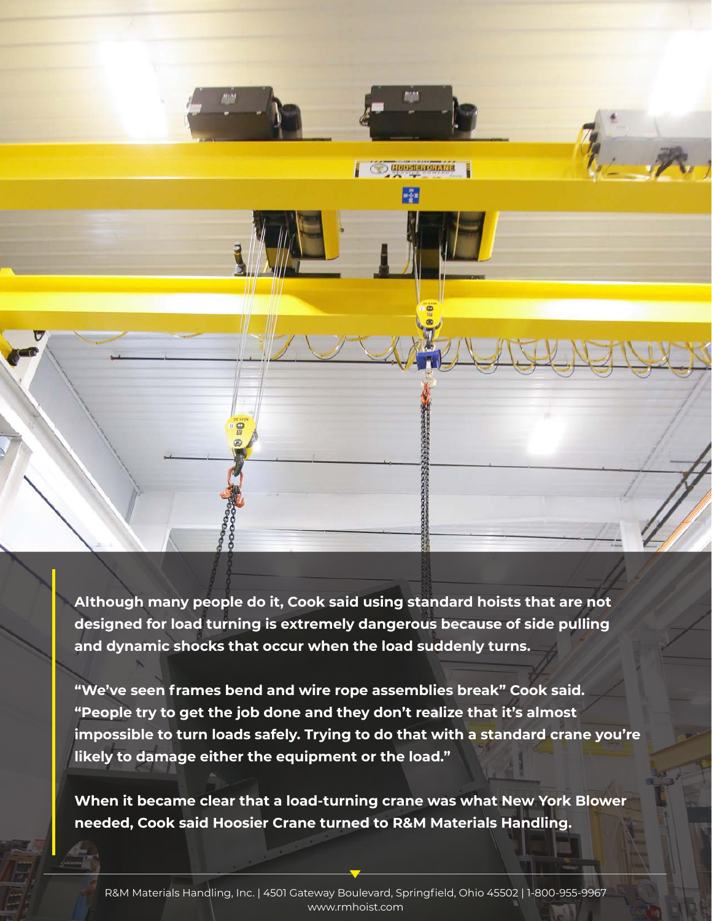Although many people do it, Cook said using standard hoists that are not designed for load turning is extremely dangerous because of side pulling and dynamic shocks that occur when the load suddenly turns.

"We've seen frames bend and wire rope assemblies break" Cook said. "People try to get the job done and they don't realize that it's almost impossible to turn loads safely. Trying to do that with a standard crane you're likely to damage either the equipment or the load."

When it became clear that a load-turning crane was what New York Blower needed, Cook said Hoosier Crane turned to R&M Materials Handling.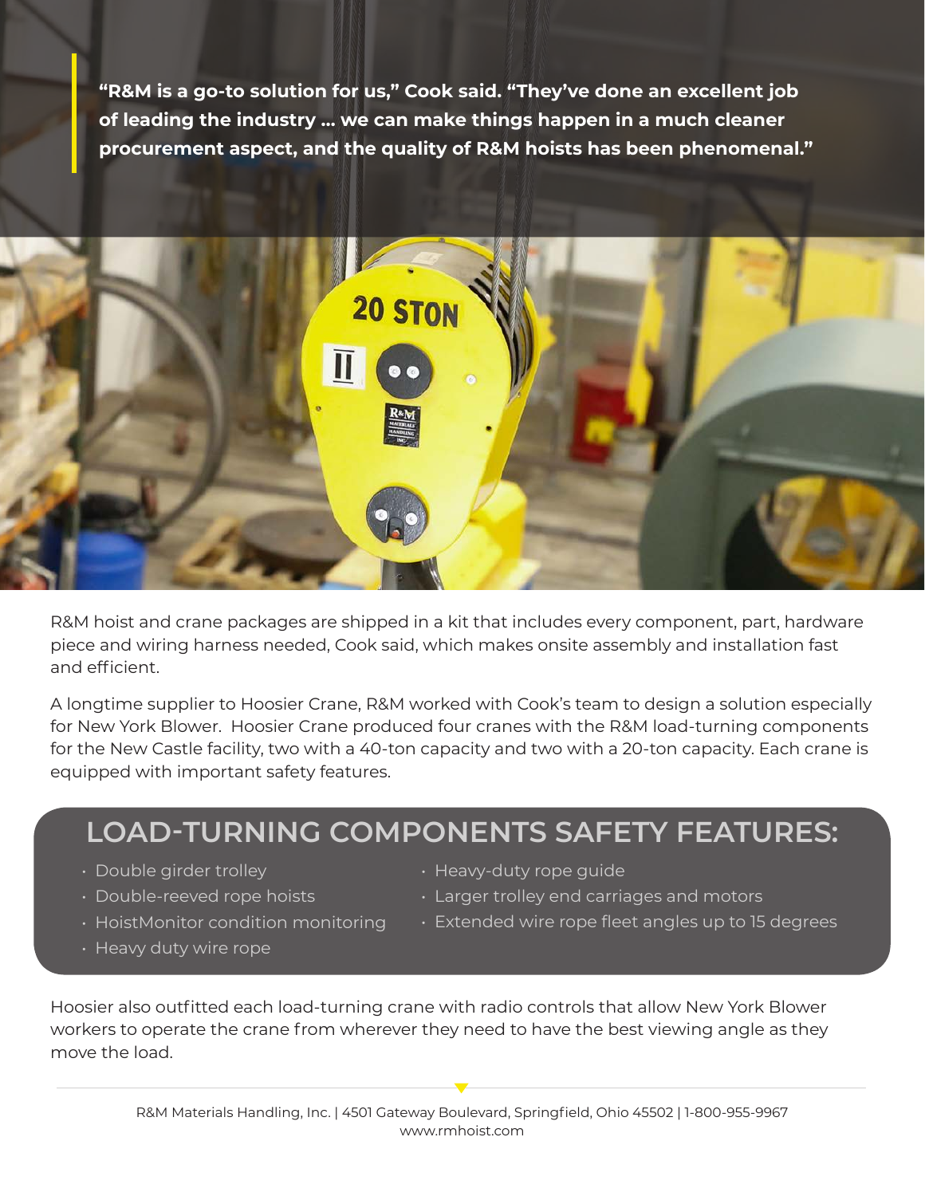> **"R&M is a go-to solution for us," Cook said. "They've done an excellent job of leading the industry … we can make things happen in a much cleaner procurement aspect, and the quality of R&M hoists has been phenomenal."**

R&M hoist and crane packages are shipped in a kit that includes every component, part, hardware piece and wiring harness needed, Cook said, which makes onsite assembly and installation fast and efficient.

A longtime supplier to Hoosier Crane, R&M worked with Cook's team to design a solution especially for New York Blower. Hoosier Crane produced four cranes with the R&M load-turning components for the New Castle facility, two with a 40-ton capacity and two with a 20-ton capacity. Each crane is equipped with important safety features.

## LOAD-TURNING COMPONENTS SAFETY FEATURES:

- Double girder trolley
- Double-reeved rope hoists
- HoistMonitor condition monitoring
- Heavy duty wire rope
- Heavy-duty rope guide
- Larger trolley end carriages and motors
- Extended wire rope fleet angles up to 15 degrees

Hoosier also outfitted each load-turning crane with radio controls that allow New York Blower workers to operate the crane from wherever they need to have the best viewing angle as they move the load.

R&M Materials Handling, Inc. | 4501 Gateway Boulevard, Springfield, Ohio 45502 | 1-800-955-9967
www.rmhoist.com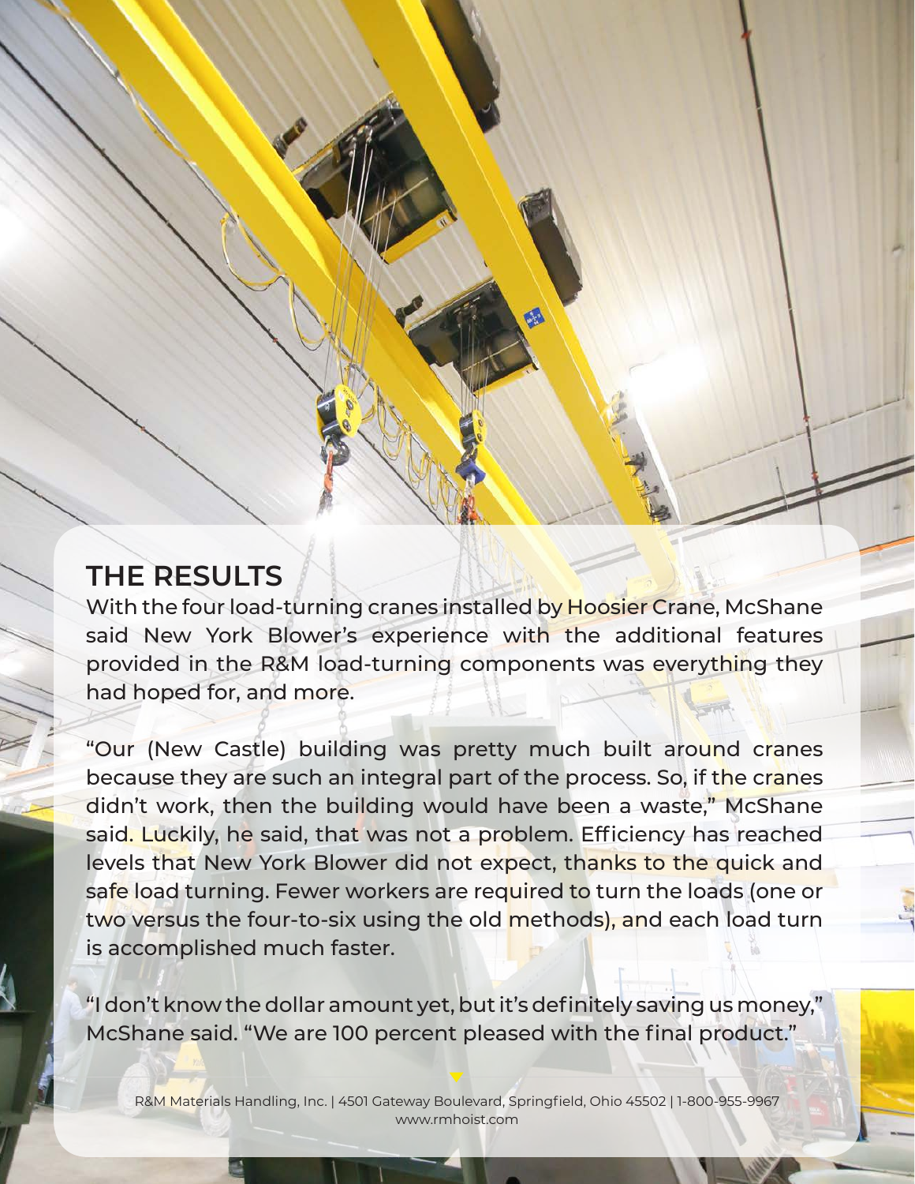## THE RESULTS

With the four load-turning cranes installed by Hoosier Crane, McShane said New York Blower's experience with the additional features provided in the R&M load-turning components was everything they had hoped for, and more.

"Our (New Castle) building was pretty much built around cranes because they are such an integral part of the process. So, if the cranes didn't work, then the building would have been a waste," McShane said. Luckily, he said, that was not a problem. Efficiency has reached levels that New York Blower did not expect, thanks to the quick and safe load turning. Fewer workers are required to turn the loads (one or two versus the four-to-six using the old methods), and each load turn is accomplished much faster.

"I don't know the dollar amount yet, but it's definitely saving us money," McShane said. "We are 100 percent pleased with the final product."

R&M Materials Handling, Inc. | 4501 Gateway Boulevard, Springfield, Ohio 45502 | 1-800-955-9967
www.rmhoist.com